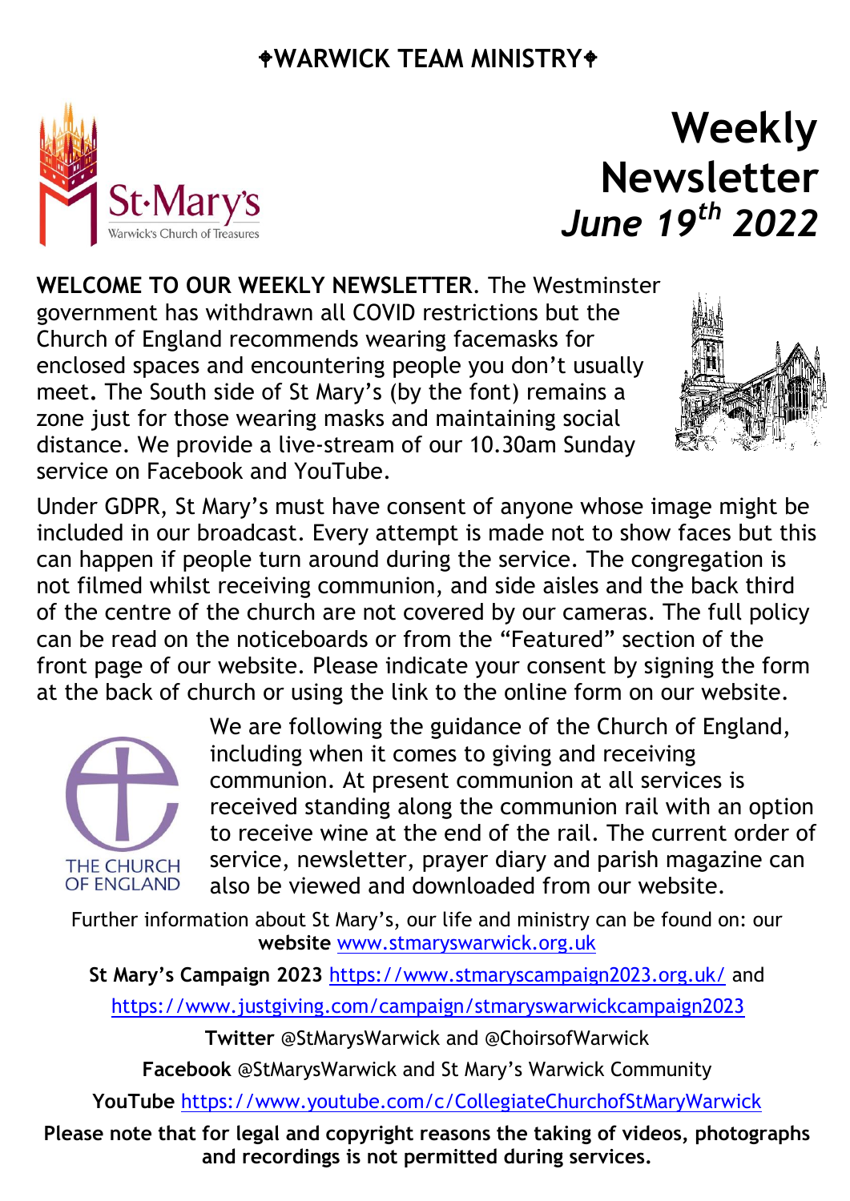# ✥WARWICK TEAM MINISTRY✥

St·Mary's
Warwick's Church of Treasures

# Weekly Newsletter

## *June 19th 2022*

**WELCOME TO OUR WEEKLY NEWSLETTER**. The Westminster government has withdrawn all COVID restrictions but the Church of England recommends wearing facemasks for enclosed spaces and encountering people you don't usually meet**.** The South side of St Mary's (by the font) remains a zone just for those wearing masks and maintaining social distance. We provide a live-stream of our 10.30am Sunday service on Facebook and YouTube.

Under GDPR, St Mary's must have consent of anyone whose image might be included in our broadcast. Every attempt is made not to show faces but this can happen if people turn around during the service. The congregation is not filmed whilst receiving communion, and side aisles and the back third of the centre of the church are not covered by our cameras. The full policy can be read on the noticeboards or from the "Featured" section of the front page of our website. Please indicate your consent by signing the form at the back of church or using the link to the online form on our website.

THE CHURCH OF ENGLAND

We are following the guidance of the Church of England, including when it comes to giving and receiving communion. At present communion at all services is received standing along the communion rail with an option to receive wine at the end of the rail. The current order of service, newsletter, prayer diary and parish magazine can also be viewed and downloaded from our website.

Further information about St Mary's, our life and ministry can be found on: our **website** www.stmaryswarwick.org.uk

**St Mary's Campaign 2023** https://www.stmaryscampaign2023.org.uk/ and https://www.justgiving.com/campaign/stmaryswarwickcampaign2023

**Twitter** @StMarysWarwick and @ChoirsofWarwick

**Facebook** @StMarysWarwick and St Mary's Warwick Community

**YouTube** https://www.youtube.com/c/CollegiateChurchofStMaryWarwick

**Please note that for legal and copyright reasons the taking of videos, photographs and recordings is not permitted during services.**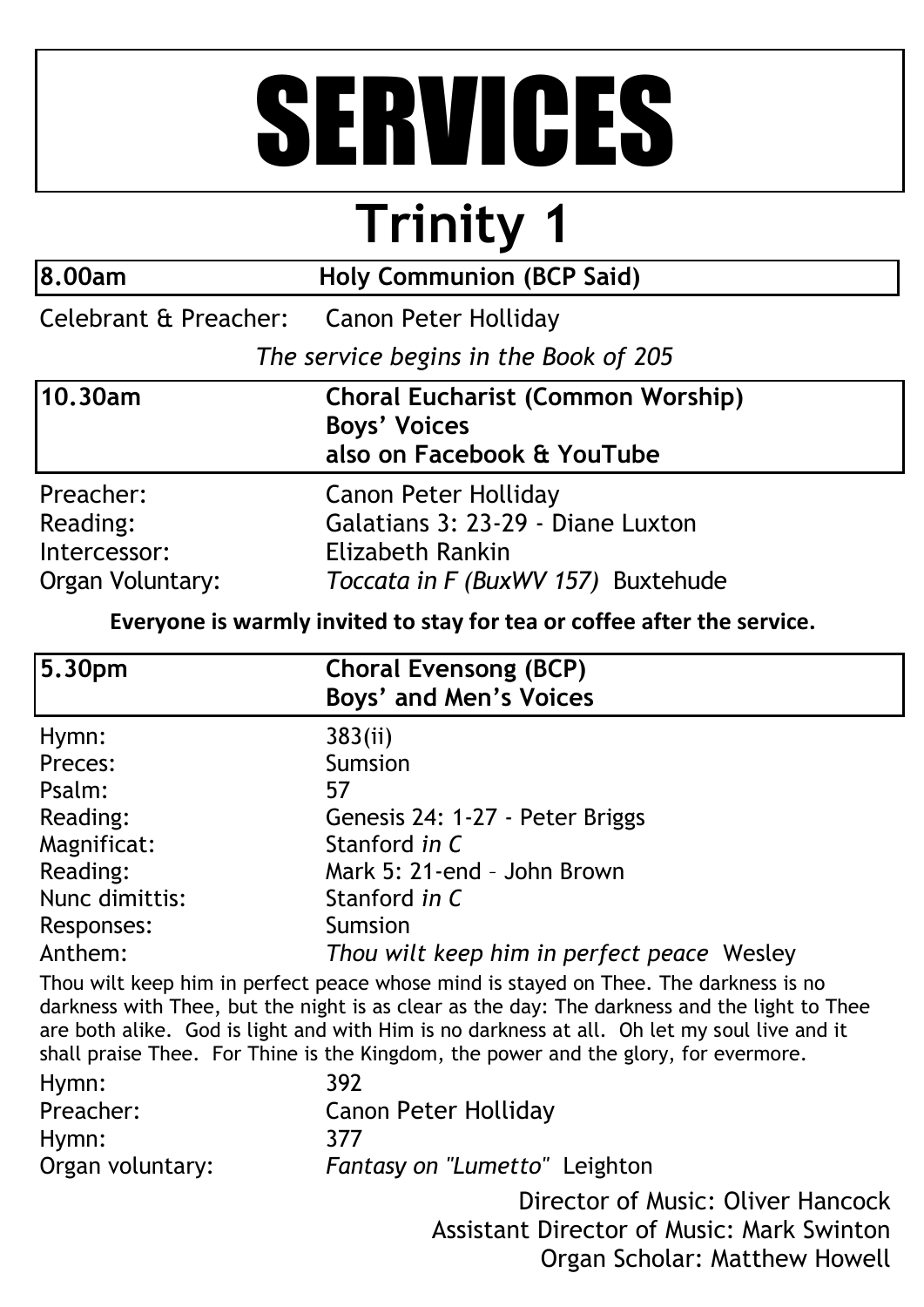# SERVICES

## Trinity 1

**8.00am — Holy Communion (BCP Said)**

Celebrant & Preacher: Canon Peter Holliday

*The service begins in the Book of 205*

**10.30am — Choral Eucharist (Common Worship)**
**Boys' Voices**
**also on Facebook & YouTube**

| | |
|---|---|
| Preacher: | Canon Peter Holliday |
| Reading: | Galatians 3: 23-29 - Diane Luxton |
| Intercessor: | Elizabeth Rankin |
| Organ Voluntary: | *Toccata in F (BuxWV 157)* Buxtehude |

**Everyone is warmly invited to stay for tea or coffee after the service.**

**5.30pm — Choral Evensong (BCP)**
**Boys' and Men's Voices**

| | |
|---|---|
| Hymn: | 383(ii) |
| Preces: | Sumsion |
| Psalm: | 57 |
| Reading: | Genesis 24: 1-27 - Peter Briggs |
| Magnificat: | Stanford *in C* |
| Reading: | Mark 5: 21-end – John Brown |
| Nunc dimittis: | Stanford *in C* |
| Responses: | Sumsion |
| Anthem: | *Thou wilt keep him in perfect peace* Wesley |

Thou wilt keep him in perfect peace whose mind is stayed on Thee. The darkness is no darkness with Thee, but the night is as clear as the day: The darkness and the light to Thee are both alike. God is light and with Him is no darkness at all. Oh let my soul live and it shall praise Thee. For Thine is the Kingdom, the power and the glory, for evermore.

| | |
|---|---|
| Hymn: | 392 |
| Preacher: | Canon Peter Holliday |
| Hymn: | 377 |
| Organ voluntary: | *Fantasy on "Lumetto"* Leighton |

Director of Music: Oliver Hancock
Assistant Director of Music: Mark Swinton
Organ Scholar: Matthew Howell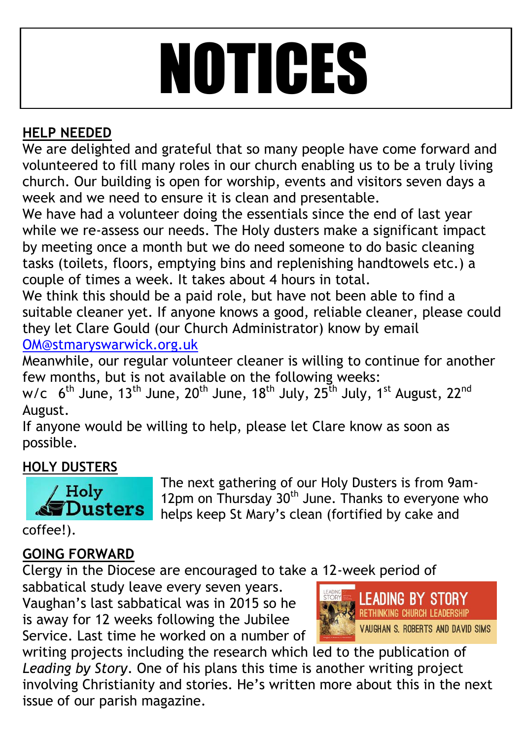# NOTICES

## HELP NEEDED

We are delighted and grateful that so many people have come forward and volunteered to fill many roles in our church enabling us to be a truly living church. Our building is open for worship, events and visitors seven days a week and we need to ensure it is clean and presentable.

We have had a volunteer doing the essentials since the end of last year while we re-assess our needs. The Holy dusters make a significant impact by meeting once a month but we do need someone to do basic cleaning tasks (toilets, floors, emptying bins and replenishing handtowels etc.) a couple of times a week. It takes about 4 hours in total.

We think this should be a paid role, but have not been able to find a suitable cleaner yet. If anyone knows a good, reliable cleaner, please could they let Clare Gould (our Church Administrator) know by email OM@stmaryswarwick.org.uk

Meanwhile, our regular volunteer cleaner is willing to continue for another few months, but is not available on the following weeks:

w/c 6th June, 13th June, 20th June, 18th July, 25th July, 1st August, 22nd August.

If anyone would be willing to help, please let Clare know as soon as possible.

## HOLY DUSTERS

The next gathering of our Holy Dusters is from 9am-12pm on Thursday 30th June. Thanks to everyone who helps keep St Mary's clean (fortified by cake and coffee!).

## GOING FORWARD

Clergy in the Diocese are encouraged to take a 12-week period of sabbatical study leave every seven years. Vaughan's last sabbatical was in 2015 so he is away for 12 weeks following the Jubilee Service. Last time he worked on a number of writing projects including the research which led to the publication of *Leading by Story*. One of his plans this time is another writing project involving Christianity and stories. He's written more about this in the next issue of our parish magazine.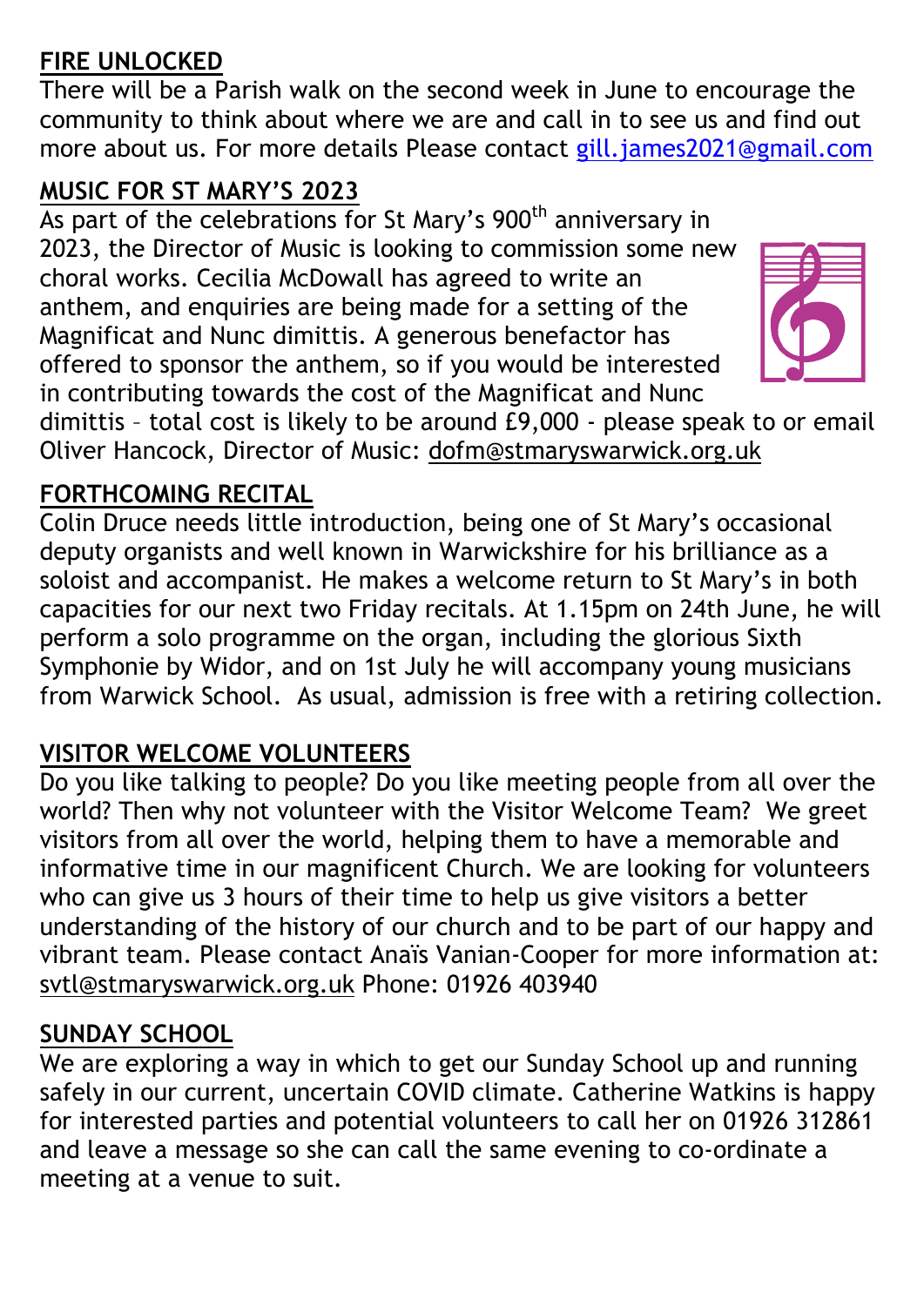## FIRE UNLOCKED

There will be a Parish walk on the second week in June to encourage the community to think about where we are and call in to see us and find out more about us. For more details Please contact gill.james2021@gmail.com

## MUSIC FOR ST MARY'S 2023

As part of the celebrations for St Mary's 900th anniversary in 2023, the Director of Music is looking to commission some new choral works. Cecilia McDowall has agreed to write an anthem, and enquiries are being made for a setting of the Magnificat and Nunc dimittis. A generous benefactor has offered to sponsor the anthem, so if you would be interested in contributing towards the cost of the Magnificat and Nunc dimittis – total cost is likely to be around £9,000 - please speak to or email Oliver Hancock, Director of Music: dofm@stmaryswarwick.org.uk

## FORTHCOMING RECITAL

Colin Druce needs little introduction, being one of St Mary's occasional deputy organists and well known in Warwickshire for his brilliance as a soloist and accompanist. He makes a welcome return to St Mary's in both capacities for our next two Friday recitals. At 1.15pm on 24th June, he will perform a solo programme on the organ, including the glorious Sixth Symphonie by Widor, and on 1st July he will accompany young musicians from Warwick School. As usual, admission is free with a retiring collection.

## VISITOR WELCOME VOLUNTEERS

Do you like talking to people? Do you like meeting people from all over the world? Then why not volunteer with the Visitor Welcome Team? We greet visitors from all over the world, helping them to have a memorable and informative time in our magnificent Church. We are looking for volunteers who can give us 3 hours of their time to help us give visitors a better understanding of the history of our church and to be part of our happy and vibrant team. Please contact Anaïs Vanian-Cooper for more information at: svtl@stmaryswarwick.org.uk Phone: 01926 403940

## SUNDAY SCHOOL

We are exploring a way in which to get our Sunday School up and running safely in our current, uncertain COVID climate. Catherine Watkins is happy for interested parties and potential volunteers to call her on 01926 312861 and leave a message so she can call the same evening to co-ordinate a meeting at a venue to suit.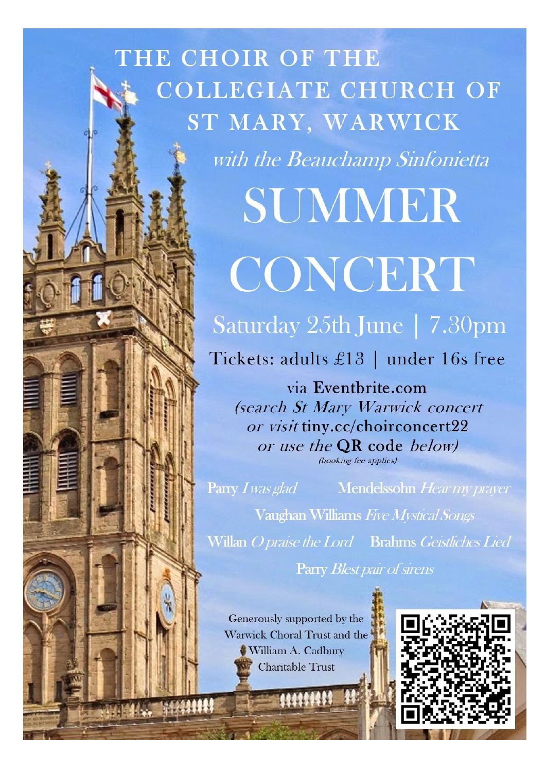# THE CHOIR OF THE COLLEGIATE CHURCH OF ST MARY, WARWICK

*with the Beauchamp Sinfonietta*

# SUMMER CONCERT

## Saturday 25th June | 7.30pm

Tickets: adults £13 | under 16s free

via **Eventbrite.com**
*(search St Mary Warwick concert*
*or visit* **tiny.cc/choirconcert22**
*or use the* **QR code** *below)*
*(booking fee applies)*

**Parry** *I was glad* **Mendelssohn** *Hear my prayer*

**Vaughan Williams** *Five Mystical Songs*

**Willan** *O praise the Lord* **Brahms** *Geistliches Lied*

**Parry** *Blest pair of sirens*

Generously supported by the Warwick Choral Trust and the William A. Cadbury Charitable Trust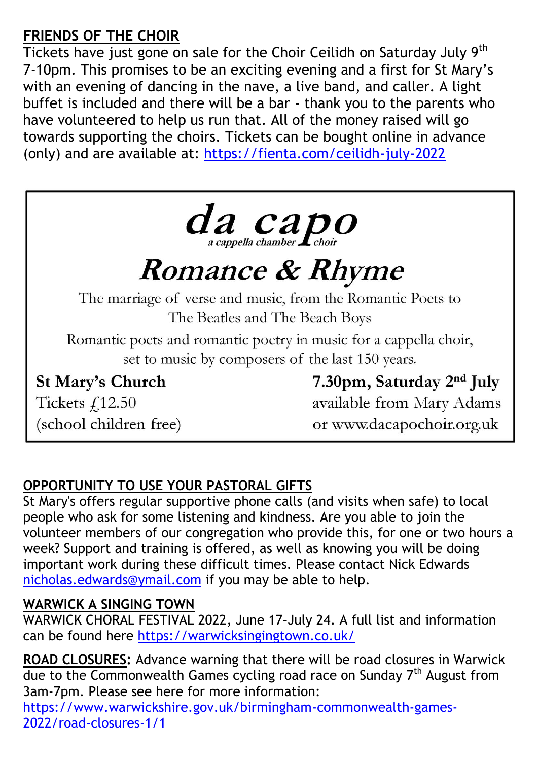## FRIENDS OF THE CHOIR

Tickets have just gone on sale for the Choir Ceilidh on Saturday July 9th 7-10pm. This promises to be an exciting evening and a first for St Mary's with an evening of dancing in the nave, a live band, and caller. A light buffet is included and there will be a bar - thank you to the parents who have volunteered to help us run that. All of the money raised will go towards supporting the choirs. Tickets can be bought online in advance (only) and are available at: https://fienta.com/ceilidh-july-2022

---

# *da capo*

*a cappella chamber choir*

## *Romance & Rhyme*

The marriage of verse and music, from the Romantic Poets to The Beatles and The Beach Boys

Romantic poets and romantic poetry in music for a cappella choir, set to music by composers of the last 150 years.

**St Mary's Church**
Tickets £12.50
(school children free)

**7.30pm, Saturday 2nd July**
available from Mary Adams
or www.dacapochoir.org.uk

---

## OPPORTUNITY TO USE YOUR PASTORAL GIFTS

St Mary's offers regular supportive phone calls (and visits when safe) to local people who ask for some listening and kindness. Are you able to join the volunteer members of our congregation who provide this, for one or two hours a week? Support and training is offered, as well as knowing you will be doing important work during these difficult times. Please contact Nick Edwards nicholas.edwards@ymail.com if you may be able to help.

## WARWICK A SINGING TOWN

WARWICK CHORAL FESTIVAL 2022, June 17–July 24. A full list and information can be found here https://warwicksingingtown.co.uk/

**ROAD CLOSURES:** Advance warning that there will be road closures in Warwick due to the Commonwealth Games cycling road race on Sunday 7th August from 3am-7pm. Please see here for more information: https://www.warwickshire.gov.uk/birmingham-commonwealth-games-2022/road-closures-1/1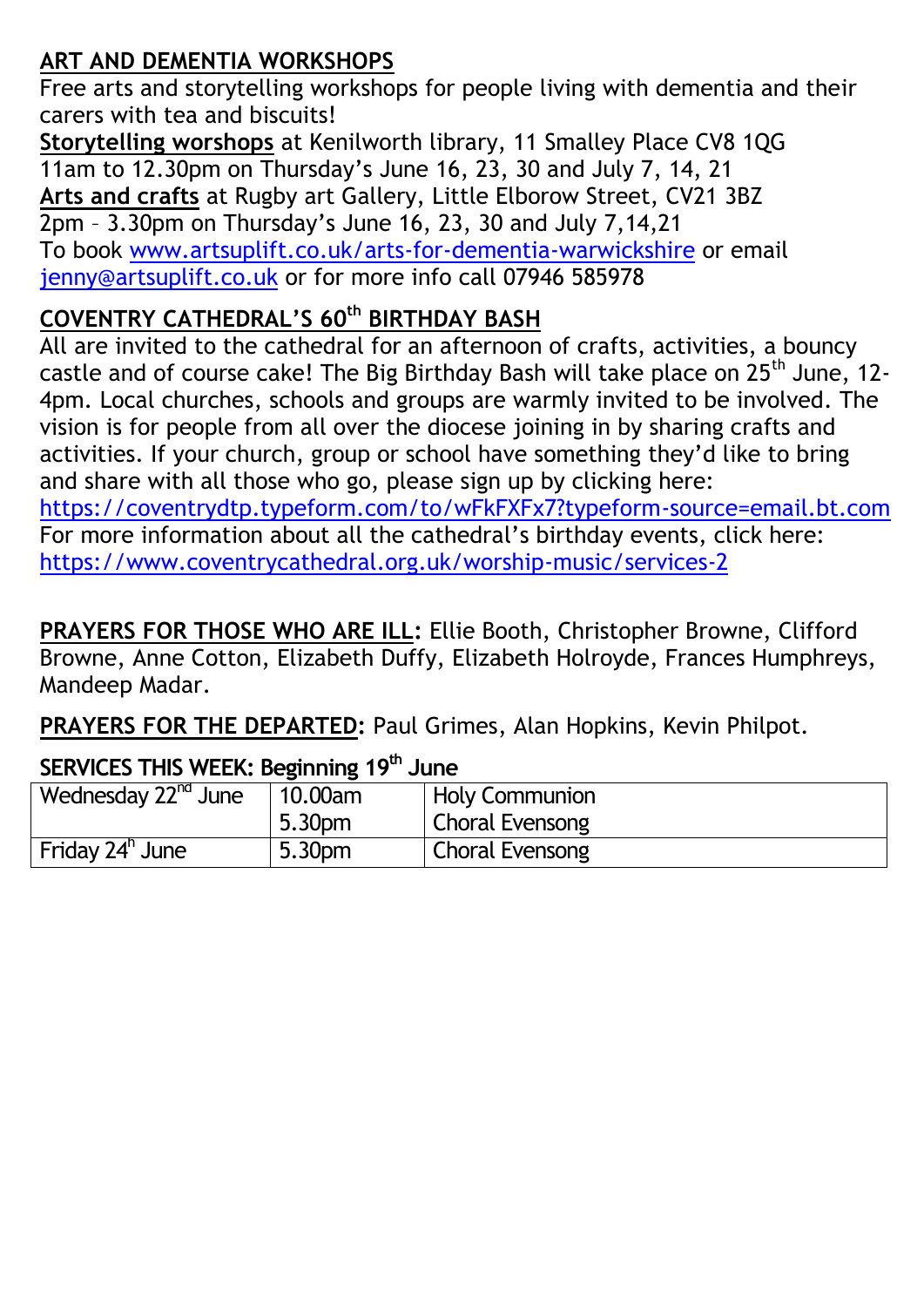## ART AND DEMENTIA WORKSHOPS

Free arts and storytelling workshops for people living with dementia and their carers with tea and biscuits!

**Storytelling worshops** at Kenilworth library, 11 Smalley Place CV8 1QG
11am to 12.30pm on Thursday's June 16, 23, 30 and July 7, 14, 21

**Arts and crafts** at Rugby art Gallery, Little Elborow Street, CV21 3BZ
2pm – 3.30pm on Thursday's June 16, 23, 30 and July 7,14,21

To book www.artsuplift.co.uk/arts-for-dementia-warwickshire or email jenny@artsuplift.co.uk or for more info call 07946 585978

## COVENTRY CATHEDRAL'S 60th BIRTHDAY BASH

All are invited to the cathedral for an afternoon of crafts, activities, a bouncy castle and of course cake! The Big Birthday Bash will take place on 25th June, 12-4pm. Local churches, schools and groups are warmly invited to be involved. The vision is for people from all over the diocese joining in by sharing crafts and activities. If your church, group or school have something they'd like to bring and share with all those who go, please sign up by clicking here: https://coventrydtp.typeform.com/to/wFkFXFx7?typeform-source=email.bt.com
For more information about all the cathedral's birthday events, click here: https://www.coventrycathedral.org.uk/worship-music/services-2

**PRAYERS FOR THOSE WHO ARE ILL:** Ellie Booth, Christopher Browne, Clifford Browne, Anne Cotton, Elizabeth Duffy, Elizabeth Holroyde, Frances Humphreys, Mandeep Madar.

**PRAYERS FOR THE DEPARTED:** Paul Grimes, Alan Hopkins, Kevin Philpot.

**SERVICES THIS WEEK: Beginning 19th June**

| | | |
|---|---|---|
| Wednesday 22nd June | 10.00am<br>5.30pm | Holy Communion<br>Choral Evensong |
| Friday 24h June | 5.30pm | Choral Evensong |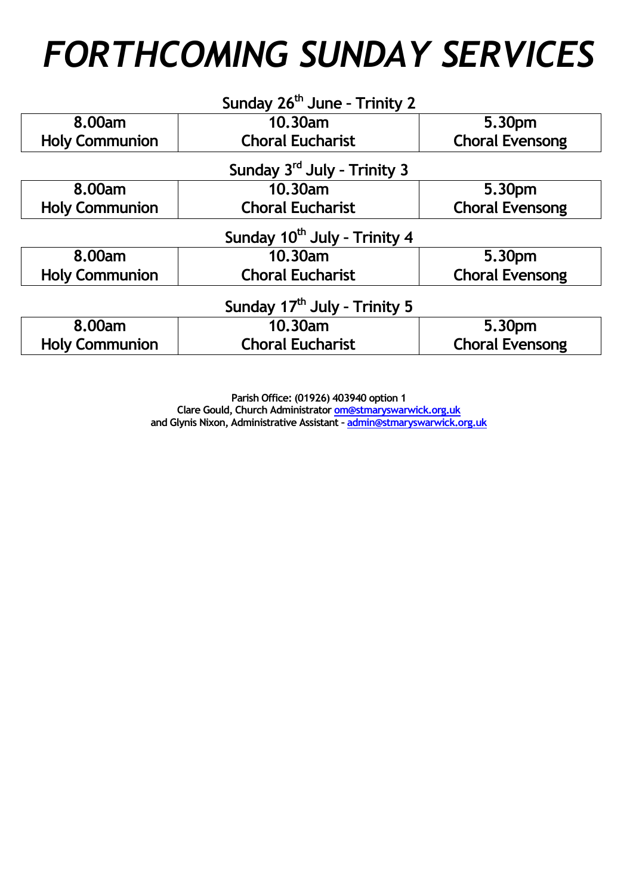# *FORTHCOMING SUNDAY SERVICES*

**Sunday 26th June – Trinity 2**

| | | |
|---|---|---|
| **8.00am Holy Communion** | **10.30am Choral Eucharist** | **5.30pm Choral Evensong** |

**Sunday 3rd July – Trinity 3**

| | | |
|---|---|---|
| **8.00am Holy Communion** | **10.30am Choral Eucharist** | **5.30pm Choral Evensong** |

**Sunday 10th July – Trinity 4**

| | | |
|---|---|---|
| **8.00am Holy Communion** | **10.30am Choral Eucharist** | **5.30pm Choral Evensong** |

**Sunday 17th July – Trinity 5**

| | | |
|---|---|---|
| **8.00am Holy Communion** | **10.30am Choral Eucharist** | **5.30pm Choral Evensong** |

**Parish Office: (01926) 403940 option 1**
**Clare Gould, Church Administrator om@stmaryswarwick.org.uk**
**and Glynis Nixon, Administrative Assistant – admin@stmaryswarwick.org.uk**